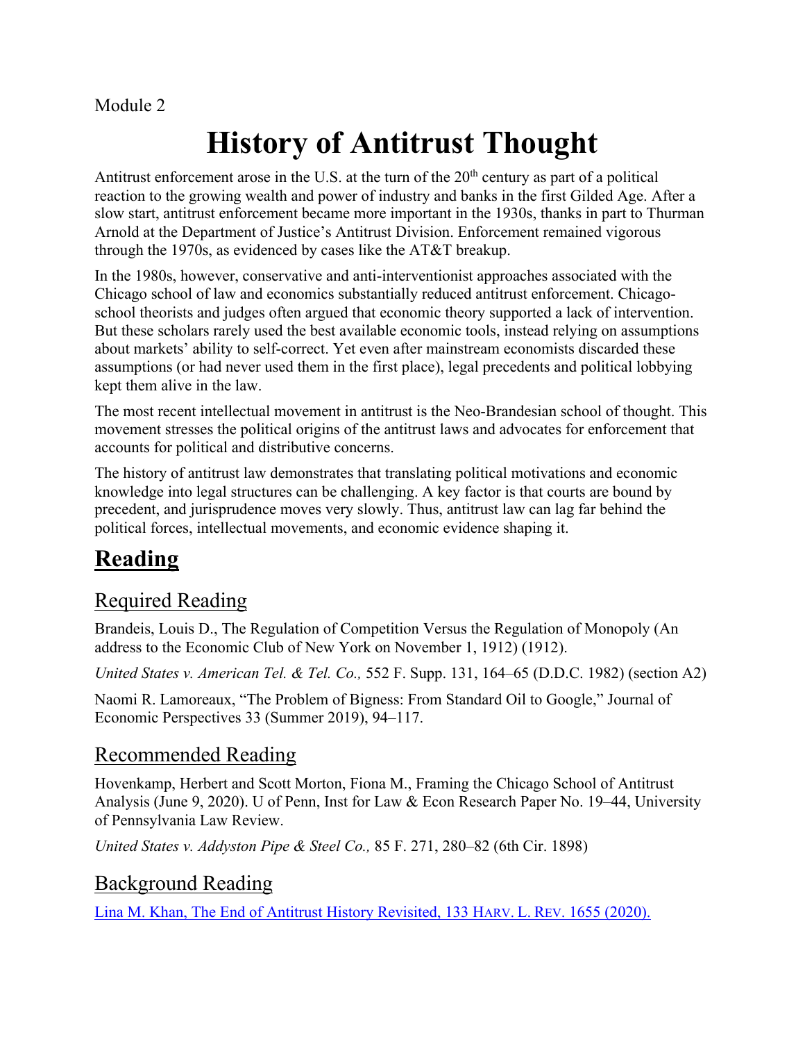Module 2

# History of Antitrust Thought

Antitrust enforcement arose in the U.S. at the turn of the 20th century as part of a political reaction to the growing wealth and power of industry and banks in the first Gilded Age. After a slow start, antitrust enforcement became more important in the 1930s, thanks in part to Thurman Arnold at the Department of Justice's Antitrust Division. Enforcement remained vigorous through the 1970s, as evidenced by cases like the AT&T breakup.

In the 1980s, however, conservative and anti-interventionist approaches associated with the Chicago school of law and economics substantially reduced antitrust enforcement. Chicago-school theorists and judges often argued that economic theory supported a lack of intervention. But these scholars rarely used the best available economic tools, instead relying on assumptions about markets' ability to self-correct. Yet even after mainstream economists discarded these assumptions (or had never used them in the first place), legal precedents and political lobbying kept them alive in the law.

The most recent intellectual movement in antitrust is the Neo-Brandesian school of thought. This movement stresses the political origins of the antitrust laws and advocates for enforcement that accounts for political and distributive concerns.

The history of antitrust law demonstrates that translating political motivations and economic knowledge into legal structures can be challenging. A key factor is that courts are bound by precedent, and jurisprudence moves very slowly. Thus, antitrust law can lag far behind the political forces, intellectual movements, and economic evidence shaping it.

## Reading

### Required Reading

Brandeis, Louis D., The Regulation of Competition Versus the Regulation of Monopoly (An address to the Economic Club of New York on November 1, 1912) (1912).

*United States v. American Tel. & Tel. Co.,* 552 F. Supp. 131, 164–65 (D.D.C. 1982) (section A2)

Naomi R. Lamoreaux, "The Problem of Bigness: From Standard Oil to Google," Journal of Economic Perspectives 33 (Summer 2019), 94–117.

### Recommended Reading

Hovenkamp, Herbert and Scott Morton, Fiona M., Framing the Chicago School of Antitrust Analysis (June 9, 2020). U of Penn, Inst for Law & Econ Research Paper No. 19–44, University of Pennsylvania Law Review.

*United States v. Addyston Pipe & Steel Co.,* 85 F. 271, 280–82 (6th Cir. 1898)

### Background Reading

Lina M. Khan, The End of Antitrust History Revisited, 133 HARV. L. REV. 1655 (2020).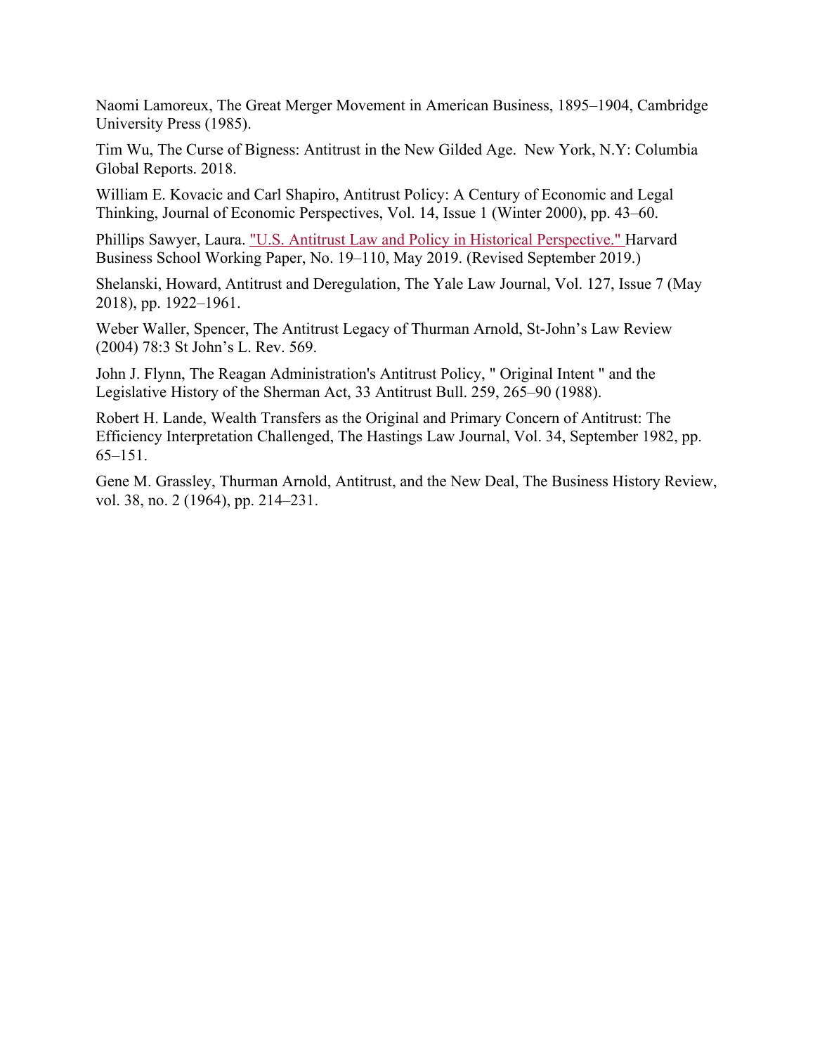Naomi Lamoreux, The Great Merger Movement in American Business, 1895–1904, Cambridge University Press (1985).

Tim Wu, The Curse of Bigness: Antitrust in the New Gilded Age. New York, N.Y: Columbia Global Reports. 2018.

William E. Kovacic and Carl Shapiro, Antitrust Policy: A Century of Economic and Legal Thinking, Journal of Economic Perspectives, Vol. 14, Issue 1 (Winter 2000), pp. 43–60.

Phillips Sawyer, Laura. "U.S. Antitrust Law and Policy in Historical Perspective." Harvard Business School Working Paper, No. 19–110, May 2019. (Revised September 2019.)

Shelanski, Howard, Antitrust and Deregulation, The Yale Law Journal, Vol. 127, Issue 7 (May 2018), pp. 1922–1961.

Weber Waller, Spencer, The Antitrust Legacy of Thurman Arnold, St-John's Law Review (2004) 78:3 St John's L. Rev. 569.

John J. Flynn, The Reagan Administration's Antitrust Policy, " Original Intent " and the Legislative History of the Sherman Act, 33 Antitrust Bull. 259, 265–90 (1988).

Robert H. Lande, Wealth Transfers as the Original and Primary Concern of Antitrust: The Efficiency Interpretation Challenged, The Hastings Law Journal, Vol. 34, September 1982, pp. 65–151.

Gene M. Grassley, Thurman Arnold, Antitrust, and the New Deal, The Business History Review, vol. 38, no. 2 (1964), pp. 214–231.